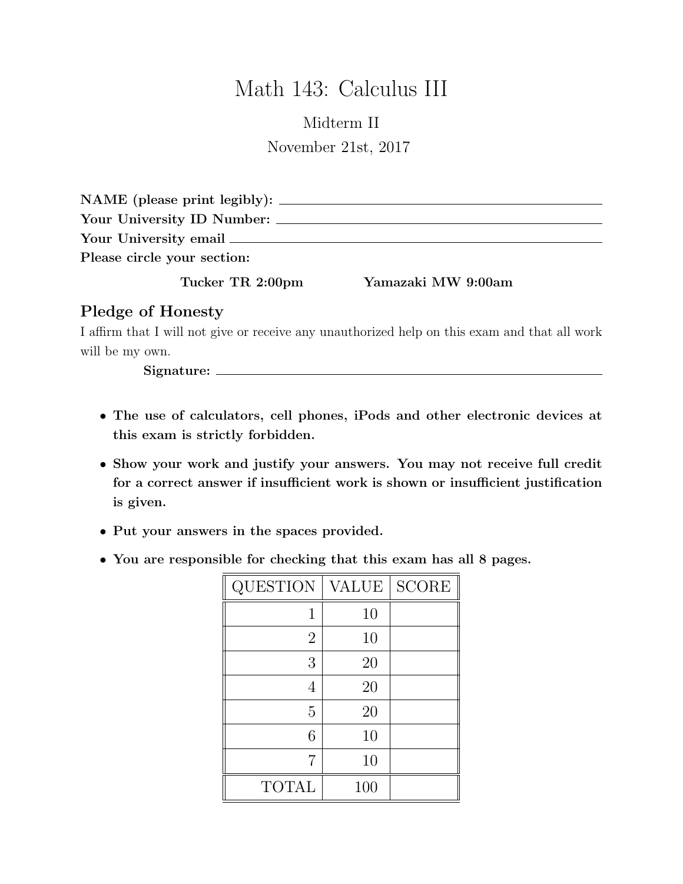# Math 143: Calculus III

Midterm II

November 21st, 2017

**NAME (please print legibly):** ______________________________

**Your University ID Number:** ______________________________

**Your University email** ______________________________

**Please circle your section:**

**Tucker TR 2:00pm** **Yamazaki MW 9:00am**

## Pledge of Honesty

I affirm that I will not give or receive any unauthorized help on this exam and that all work will be my own.

**Signature:** ______________________________

- **The use of calculators, cell phones, iPods and other electronic devices at this exam is strictly forbidden.**
- **Show your work and justify your answers. You may not receive full credit for a correct answer if insufficient work is shown or insufficient justification is given.**
- **Put your answers in the spaces provided.**
- **You are responsible for checking that this exam has all 8 pages.**

| QUESTION | VALUE | SCORE |
|---|---|---|
| 1 | 10 | |
| 2 | 10 | |
| 3 | 20 | |
| 4 | 20 | |
| 5 | 20 | |
| 6 | 10 | |
| 7 | 10 | |
| TOTAL | 100 | |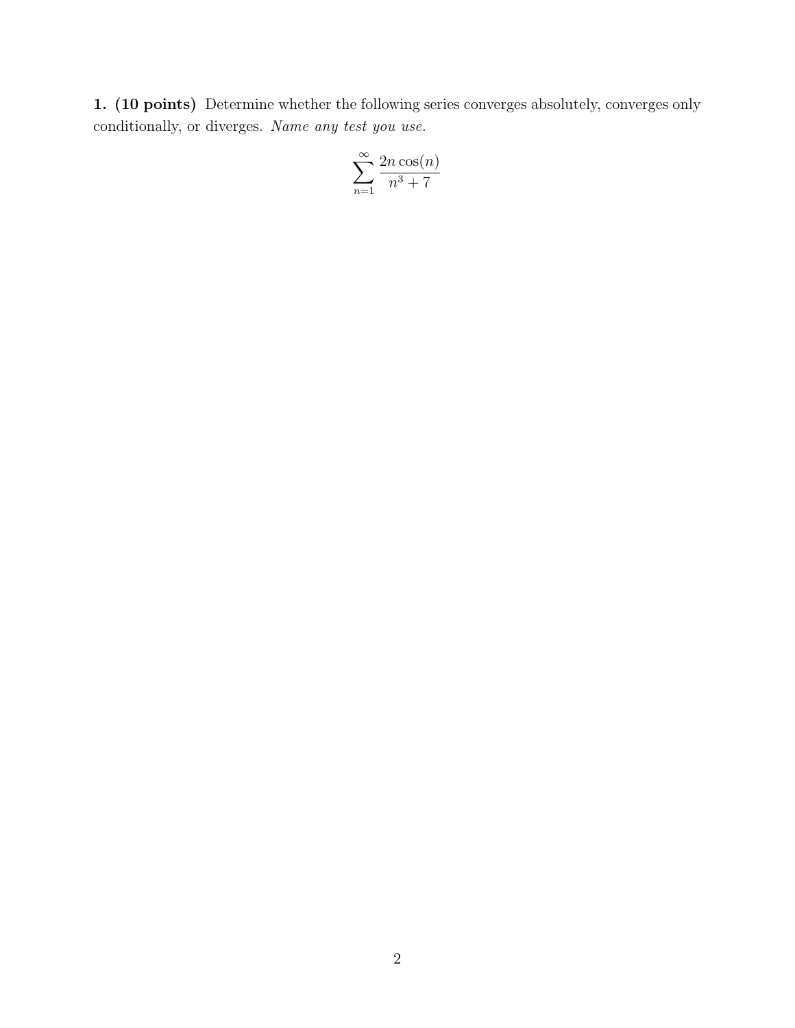**1. (10 points)** Determine whether the following series converges absolutely, converges only conditionally, or diverges. *Name any test you use.*

$$\sum_{n=1}^{\infty} \frac{2n\cos(n)}{n^3+7}$$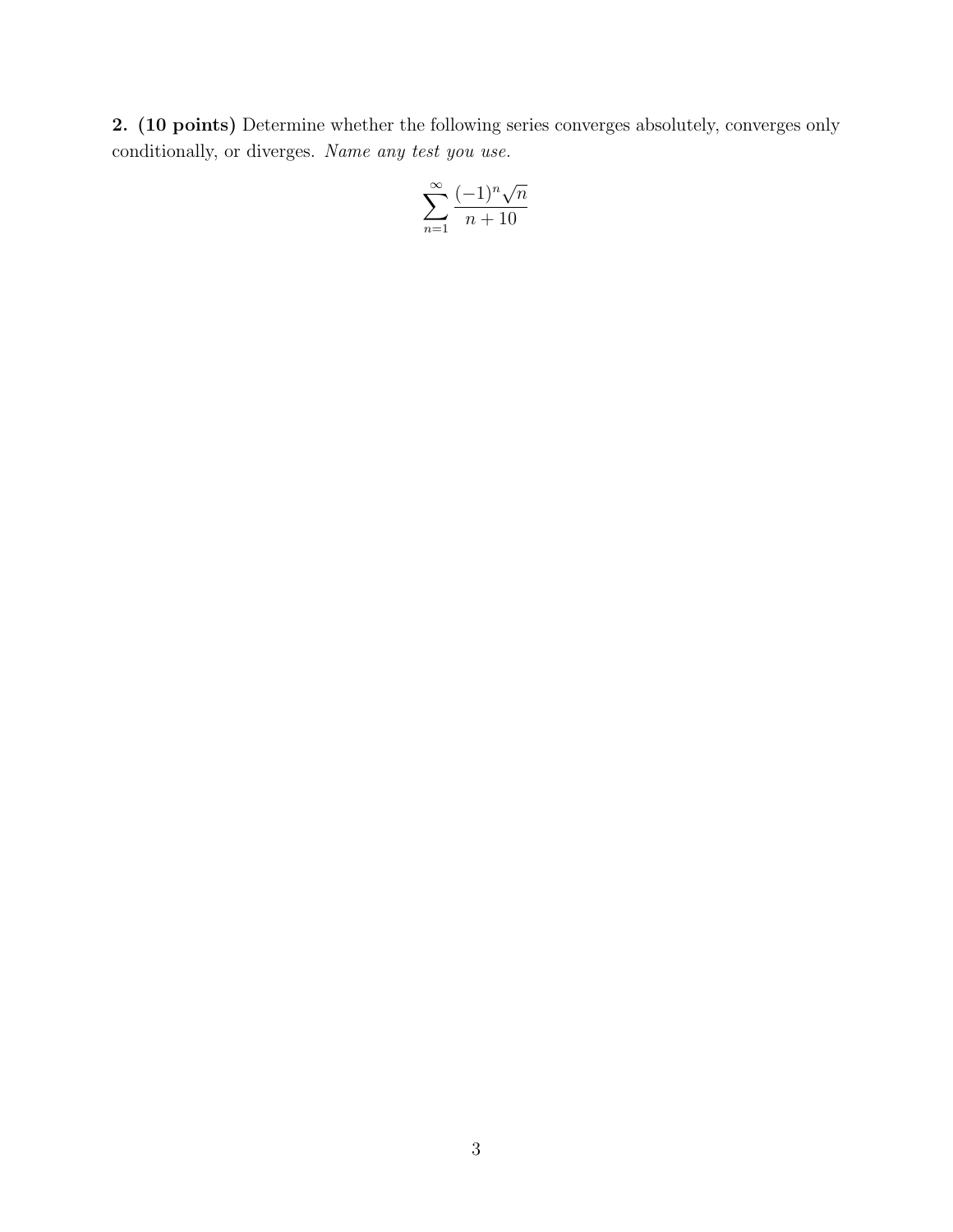**2. (10 points)** Determine whether the following series converges absolutely, converges only conditionally, or diverges. *Name any test you use.*

$$\sum_{n=1}^{\infty} \frac{(-1)^n \sqrt{n}}{n+10}$$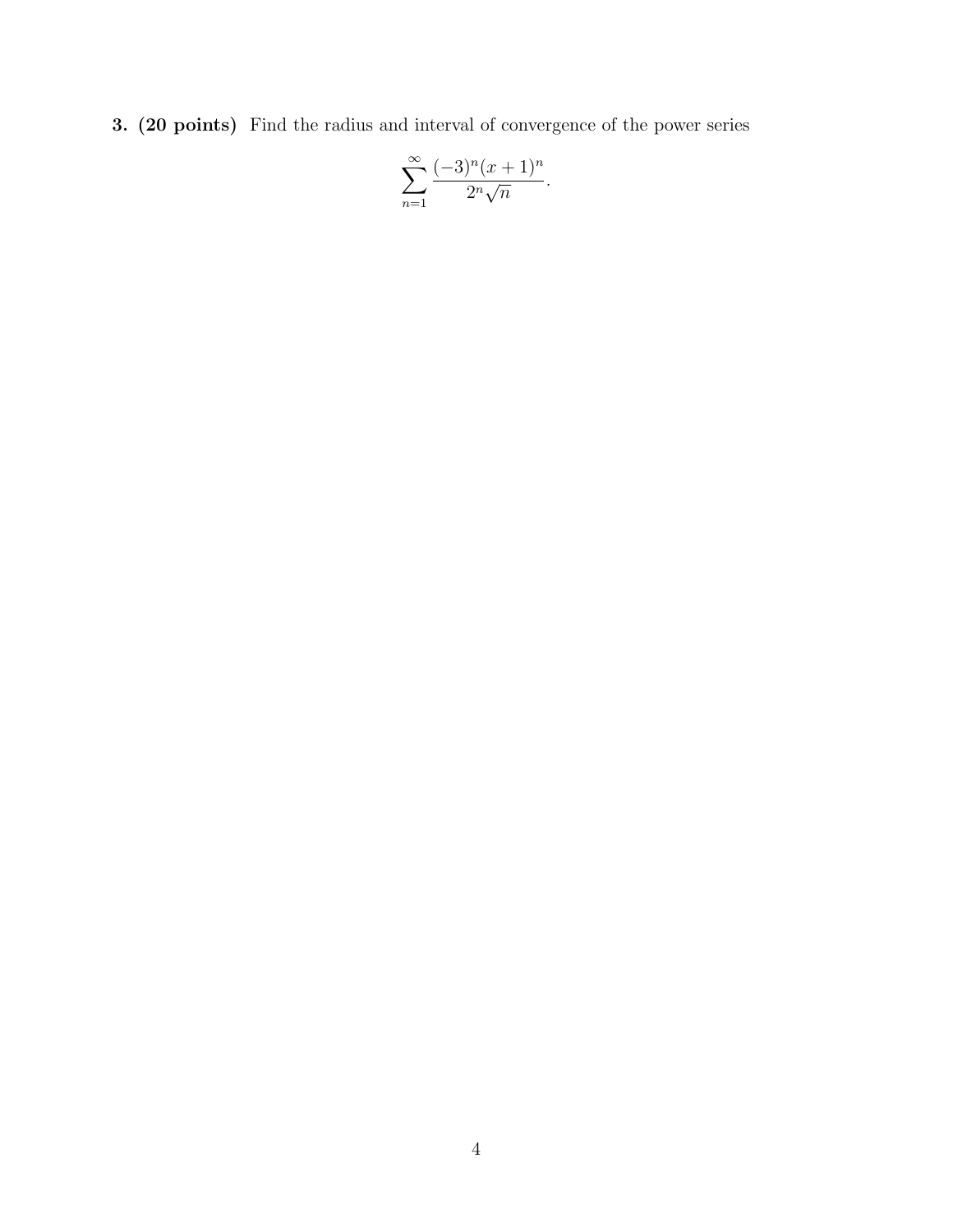**3. (20 points)** Find the radius and interval of convergence of the power series

$$\sum_{n=1}^{\infty} \frac{(-3)^n (x+1)^n}{2^n \sqrt{n}}.$$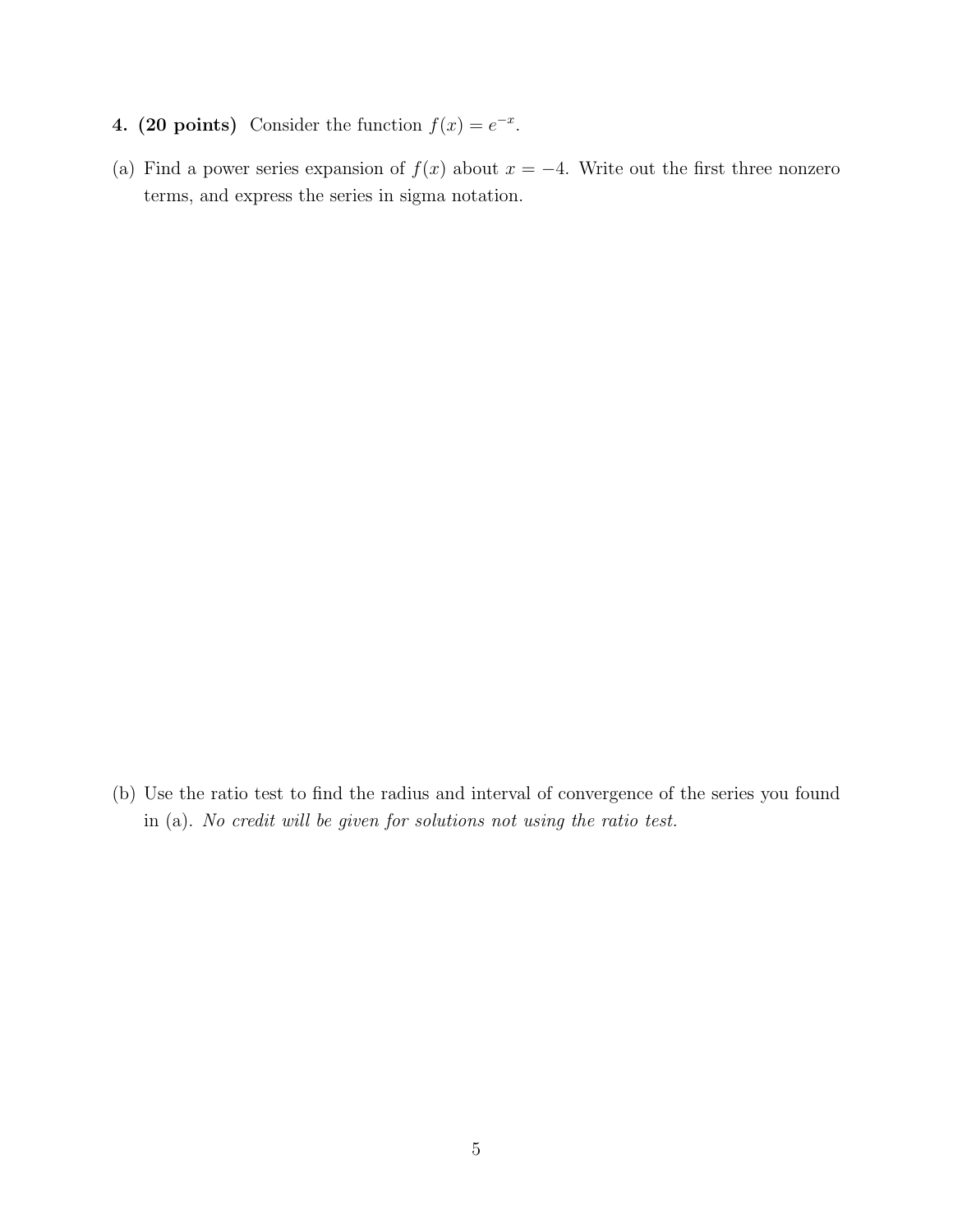**4. (20 points)** Consider the function $f(x) = e^{-x}$.

(a) Find a power series expansion of $f(x)$ about $x = -4$. Write out the first three nonzero terms, and express the series in sigma notation.

(b) Use the ratio test to find the radius and interval of convergence of the series you found in (a). *No credit will be given for solutions not using the ratio test.*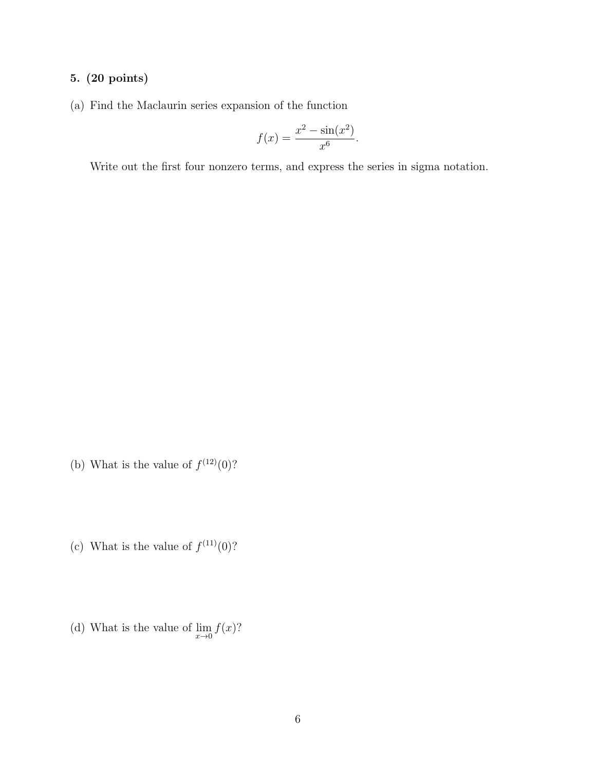**5. (20 points)**

(a) Find the Maclaurin series expansion of the function

$$f(x) = \frac{x^2 - \sin(x^2)}{x^6}.$$

Write out the first four nonzero terms, and express the series in sigma notation.

(b) What is the value of $f^{(12)}(0)$?

(c) What is the value of $f^{(11)}(0)$?

(d) What is the value of $\lim_{x \to 0} f(x)$?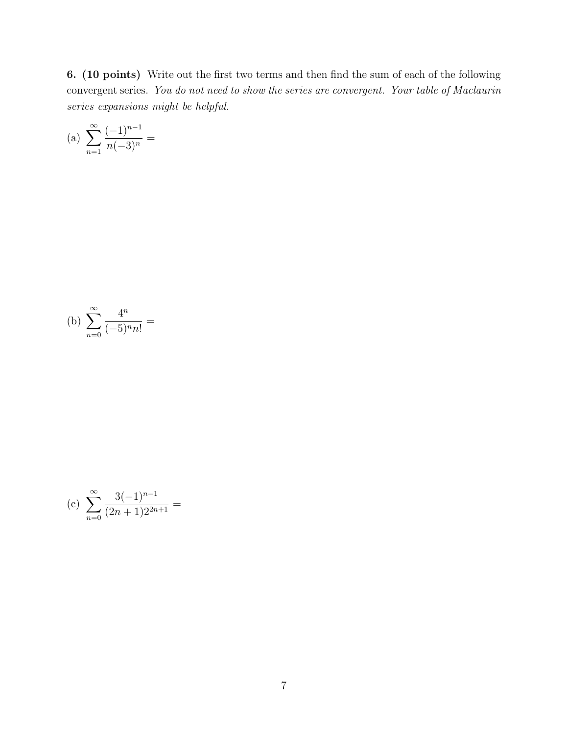**6. (10 points)** Write out the first two terms and then find the sum of each of the following convergent series. *You do not need to show the series are convergent. Your table of Maclaurin series expansions might be helpful.*

(a) $\displaystyle\sum_{n=1}^{\infty} \frac{(-1)^{n-1}}{n(-3)^n} =$

(b) $\displaystyle\sum_{n=0}^{\infty} \frac{4^n}{(-5)^n n!} =$

(c) $\displaystyle\sum_{n=0}^{\infty} \frac{3(-1)^{n-1}}{(2n+1)2^{2n+1}} =$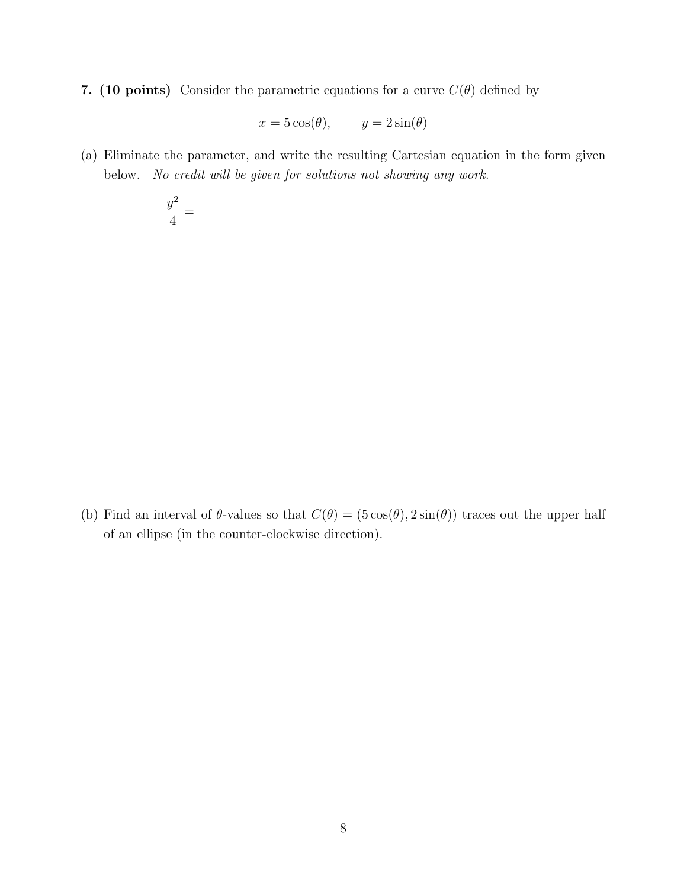**7. (10 points)** Consider the parametric equations for a curve $C(\theta)$ defined by

$$x = 5\cos(\theta), \qquad y = 2\sin(\theta)$$

(a) Eliminate the parameter, and write the resulting Cartesian equation in the form given below. *No credit will be given for solutions not showing any work.*

$$\frac{y^2}{4} =$$

(b) Find an interval of $\theta$-values so that $C(\theta) = (5\cos(\theta), 2\sin(\theta))$ traces out the upper half of an ellipse (in the counter-clockwise direction).